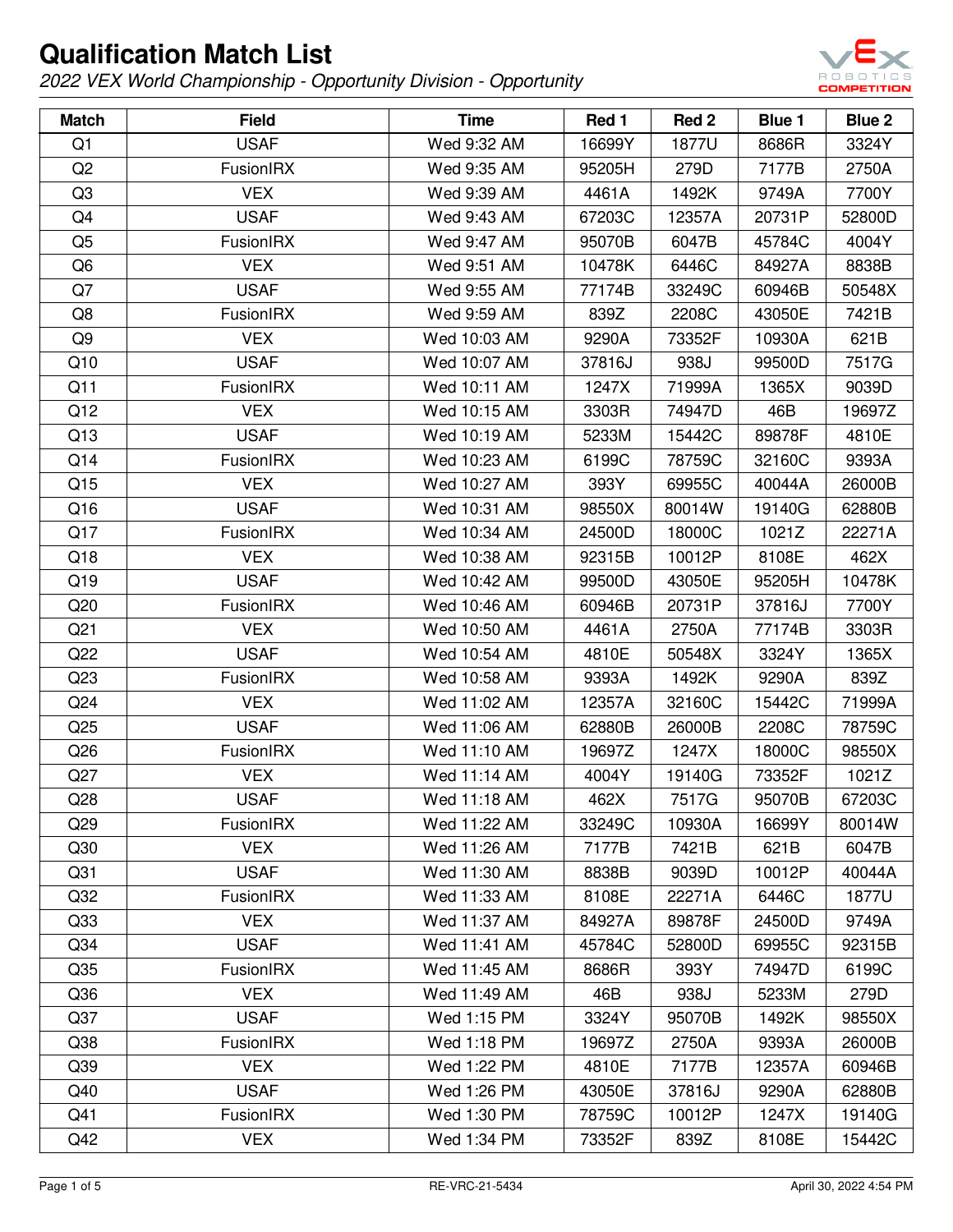# Qualification Match List

*2022 VEX World Championship - Opportunity Division - Opportunity*

| Match | Field | Time | Red 1 | Red 2 | Blue 1 | Blue 2 |
|---|---|---|---|---|---|---|
| Q1 | USAF | Wed 9:32 AM | 16699Y | 1877U | 8686R | 3324Y |
| Q2 | FusionIRX | Wed 9:35 AM | 95205H | 279D | 7177B | 2750A |
| Q3 | VEX | Wed 9:39 AM | 4461A | 1492K | 9749A | 7700Y |
| Q4 | USAF | Wed 9:43 AM | 67203C | 12357A | 20731P | 52800D |
| Q5 | FusionIRX | Wed 9:47 AM | 95070B | 6047B | 45784C | 4004Y |
| Q6 | VEX | Wed 9:51 AM | 10478K | 6446C | 84927A | 8838B |
| Q7 | USAF | Wed 9:55 AM | 77174B | 33249C | 60946B | 50548X |
| Q8 | FusionIRX | Wed 9:59 AM | 839Z | 2208C | 43050E | 7421B |
| Q9 | VEX | Wed 10:03 AM | 9290A | 73352F | 10930A | 621B |
| Q10 | USAF | Wed 10:07 AM | 37816J | 938J | 99500D | 7517G |
| Q11 | FusionIRX | Wed 10:11 AM | 1247X | 71999A | 1365X | 9039D |
| Q12 | VEX | Wed 10:15 AM | 3303R | 74947D | 46B | 19697Z |
| Q13 | USAF | Wed 10:19 AM | 5233M | 15442C | 89878F | 4810E |
| Q14 | FusionIRX | Wed 10:23 AM | 6199C | 78759C | 32160C | 9393A |
| Q15 | VEX | Wed 10:27 AM | 393Y | 69955C | 40044A | 26000B |
| Q16 | USAF | Wed 10:31 AM | 98550X | 80014W | 19140G | 62880B |
| Q17 | FusionIRX | Wed 10:34 AM | 24500D | 18000C | 1021Z | 22271A |
| Q18 | VEX | Wed 10:38 AM | 92315B | 10012P | 8108E | 462X |
| Q19 | USAF | Wed 10:42 AM | 99500D | 43050E | 95205H | 10478K |
| Q20 | FusionIRX | Wed 10:46 AM | 60946B | 20731P | 37816J | 7700Y |
| Q21 | VEX | Wed 10:50 AM | 4461A | 2750A | 77174B | 3303R |
| Q22 | USAF | Wed 10:54 AM | 4810E | 50548X | 3324Y | 1365X |
| Q23 | FusionIRX | Wed 10:58 AM | 9393A | 1492K | 9290A | 839Z |
| Q24 | VEX | Wed 11:02 AM | 12357A | 32160C | 15442C | 71999A |
| Q25 | USAF | Wed 11:06 AM | 62880B | 26000B | 2208C | 78759C |
| Q26 | FusionIRX | Wed 11:10 AM | 19697Z | 1247X | 18000C | 98550X |
| Q27 | VEX | Wed 11:14 AM | 4004Y | 19140G | 73352F | 1021Z |
| Q28 | USAF | Wed 11:18 AM | 462X | 7517G | 95070B | 67203C |
| Q29 | FusionIRX | Wed 11:22 AM | 33249C | 10930A | 16699Y | 80014W |
| Q30 | VEX | Wed 11:26 AM | 7177B | 7421B | 621B | 6047B |
| Q31 | USAF | Wed 11:30 AM | 8838B | 9039D | 10012P | 40044A |
| Q32 | FusionIRX | Wed 11:33 AM | 8108E | 22271A | 6446C | 1877U |
| Q33 | VEX | Wed 11:37 AM | 84927A | 89878F | 24500D | 9749A |
| Q34 | USAF | Wed 11:41 AM | 45784C | 52800D | 69955C | 92315B |
| Q35 | FusionIRX | Wed 11:45 AM | 8686R | 393Y | 74947D | 6199C |
| Q36 | VEX | Wed 11:49 AM | 46B | 938J | 5233M | 279D |
| Q37 | USAF | Wed 1:15 PM | 3324Y | 95070B | 1492K | 98550X |
| Q38 | FusionIRX | Wed 1:18 PM | 19697Z | 2750A | 9393A | 26000B |
| Q39 | VEX | Wed 1:22 PM | 4810E | 7177B | 12357A | 60946B |
| Q40 | USAF | Wed 1:26 PM | 43050E | 37816J | 9290A | 62880B |
| Q41 | FusionIRX | Wed 1:30 PM | 78759C | 10012P | 1247X | 19140G |
| Q42 | VEX | Wed 1:34 PM | 73352F | 839Z | 8108E | 15442C |

RE-VRC-21-5434

April 30, 2022 4:54 PM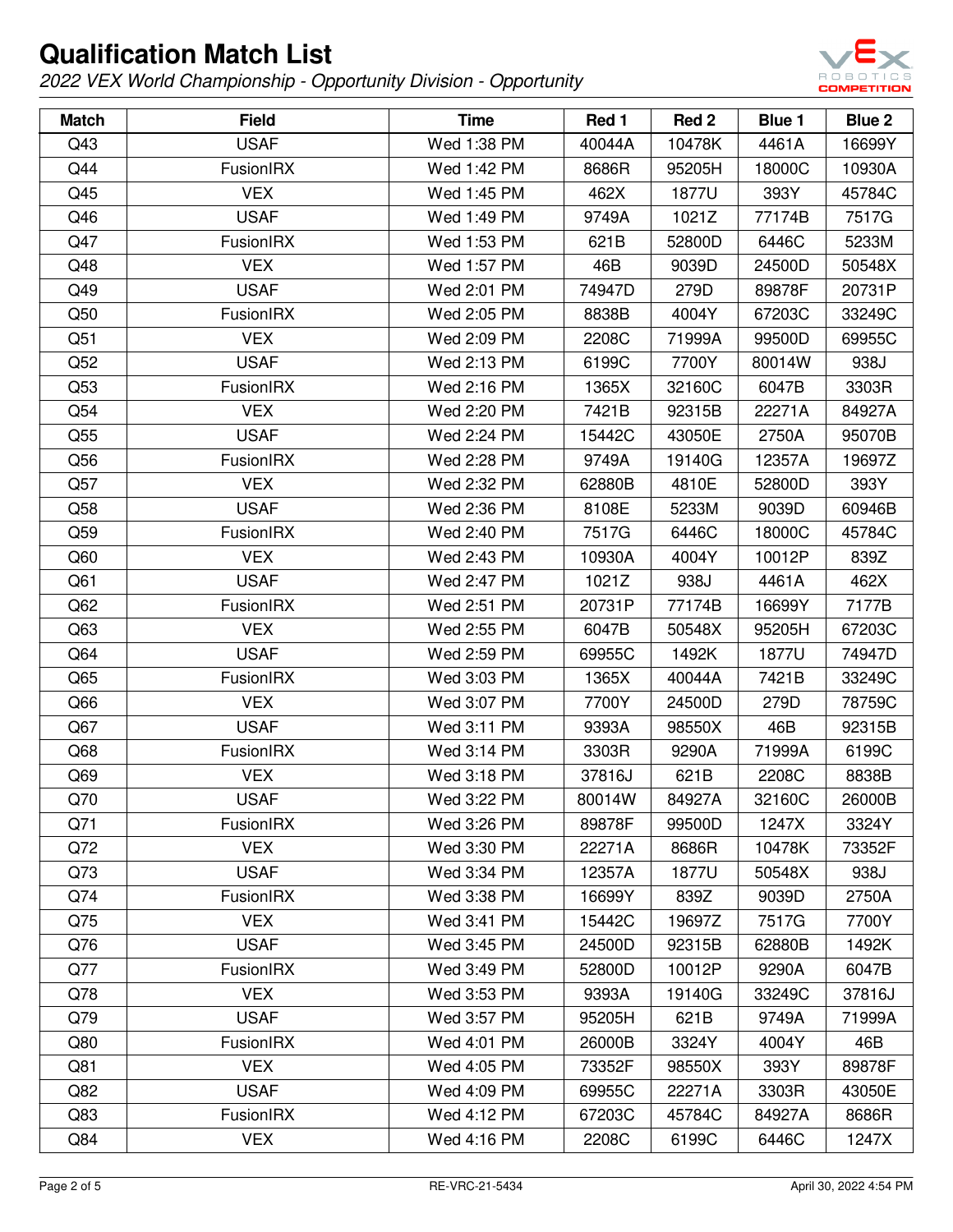# Qualification Match List

*2022 VEX World Championship - Opportunity Division - Opportunity*

| Match | Field | Time | Red 1 | Red 2 | Blue 1 | Blue 2 |
|---|---|---|---|---|---|---|
| Q43 | USAF | Wed 1:38 PM | 40044A | 10478K | 4461A | 16699Y |
| Q44 | FusionIRX | Wed 1:42 PM | 8686R | 95205H | 18000C | 10930A |
| Q45 | VEX | Wed 1:45 PM | 462X | 1877U | 393Y | 45784C |
| Q46 | USAF | Wed 1:49 PM | 9749A | 1021Z | 77174B | 7517G |
| Q47 | FusionIRX | Wed 1:53 PM | 621B | 52800D | 6446C | 5233M |
| Q48 | VEX | Wed 1:57 PM | 46B | 9039D | 24500D | 50548X |
| Q49 | USAF | Wed 2:01 PM | 74947D | 279D | 89878F | 20731P |
| Q50 | FusionIRX | Wed 2:05 PM | 8838B | 4004Y | 67203C | 33249C |
| Q51 | VEX | Wed 2:09 PM | 2208C | 71999A | 99500D | 69955C |
| Q52 | USAF | Wed 2:13 PM | 6199C | 7700Y | 80014W | 938J |
| Q53 | FusionIRX | Wed 2:16 PM | 1365X | 32160C | 6047B | 3303R |
| Q54 | VEX | Wed 2:20 PM | 7421B | 92315B | 22271A | 84927A |
| Q55 | USAF | Wed 2:24 PM | 15442C | 43050E | 2750A | 95070B |
| Q56 | FusionIRX | Wed 2:28 PM | 9749A | 19140G | 12357A | 19697Z |
| Q57 | VEX | Wed 2:32 PM | 62880B | 4810E | 52800D | 393Y |
| Q58 | USAF | Wed 2:36 PM | 8108E | 5233M | 9039D | 60946B |
| Q59 | FusionIRX | Wed 2:40 PM | 7517G | 6446C | 18000C | 45784C |
| Q60 | VEX | Wed 2:43 PM | 10930A | 4004Y | 10012P | 839Z |
| Q61 | USAF | Wed 2:47 PM | 1021Z | 938J | 4461A | 462X |
| Q62 | FusionIRX | Wed 2:51 PM | 20731P | 77174B | 16699Y | 7177B |
| Q63 | VEX | Wed 2:55 PM | 6047B | 50548X | 95205H | 67203C |
| Q64 | USAF | Wed 2:59 PM | 69955C | 1492K | 1877U | 74947D |
| Q65 | FusionIRX | Wed 3:03 PM | 1365X | 40044A | 7421B | 33249C |
| Q66 | VEX | Wed 3:07 PM | 7700Y | 24500D | 279D | 78759C |
| Q67 | USAF | Wed 3:11 PM | 9393A | 98550X | 46B | 92315B |
| Q68 | FusionIRX | Wed 3:14 PM | 3303R | 9290A | 71999A | 6199C |
| Q69 | VEX | Wed 3:18 PM | 37816J | 621B | 2208C | 8838B |
| Q70 | USAF | Wed 3:22 PM | 80014W | 84927A | 32160C | 26000B |
| Q71 | FusionIRX | Wed 3:26 PM | 89878F | 99500D | 1247X | 3324Y |
| Q72 | VEX | Wed 3:30 PM | 22271A | 8686R | 10478K | 73352F |
| Q73 | USAF | Wed 3:34 PM | 12357A | 1877U | 50548X | 938J |
| Q74 | FusionIRX | Wed 3:38 PM | 16699Y | 839Z | 9039D | 2750A |
| Q75 | VEX | Wed 3:41 PM | 15442C | 19697Z | 7517G | 7700Y |
| Q76 | USAF | Wed 3:45 PM | 24500D | 92315B | 62880B | 1492K |
| Q77 | FusionIRX | Wed 3:49 PM | 52800D | 10012P | 9290A | 6047B |
| Q78 | VEX | Wed 3:53 PM | 9393A | 19140G | 33249C | 37816J |
| Q79 | USAF | Wed 3:57 PM | 95205H | 621B | 9749A | 71999A |
| Q80 | FusionIRX | Wed 4:01 PM | 26000B | 3324Y | 4004Y | 46B |
| Q81 | VEX | Wed 4:05 PM | 73352F | 98550X | 393Y | 89878F |
| Q82 | USAF | Wed 4:09 PM | 69955C | 22271A | 3303R | 43050E |
| Q83 | FusionIRX | Wed 4:12 PM | 67203C | 45784C | 84927A | 8686R |
| Q84 | VEX | Wed 4:16 PM | 2208C | 6199C | 6446C | 1247X |

RE-VRC-21-5434 April 30, 2022 4:54 PM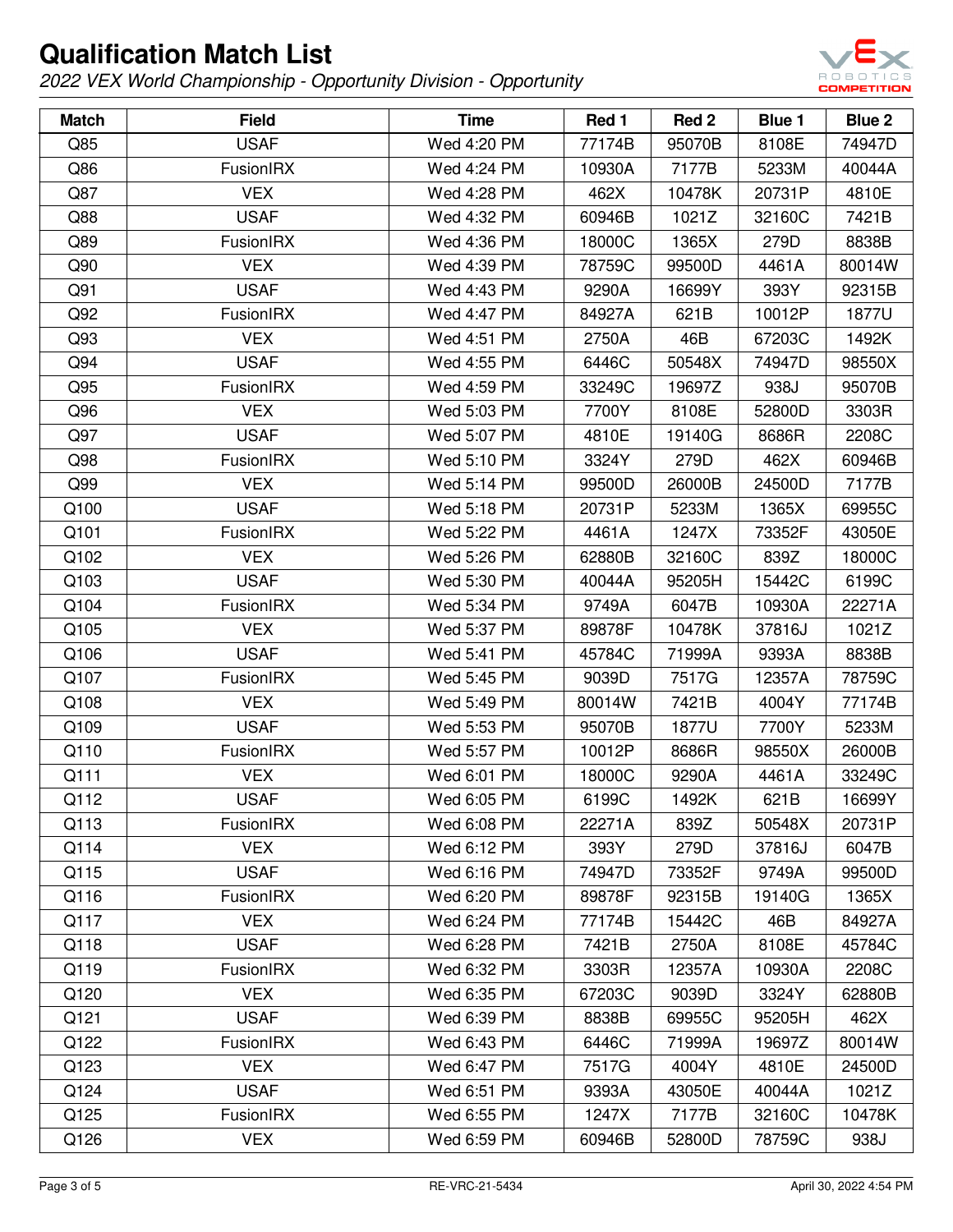# Qualification Match List

*2022 VEX World Championship - Opportunity Division - Opportunity*

| Match | Field | Time | Red 1 | Red 2 | Blue 1 | Blue 2 |
|---|---|---|---|---|---|---|
| Q85 | USAF | Wed 4:20 PM | 77174B | 95070B | 8108E | 74947D |
| Q86 | FusionIRX | Wed 4:24 PM | 10930A | 7177B | 5233M | 40044A |
| Q87 | VEX | Wed 4:28 PM | 462X | 10478K | 20731P | 4810E |
| Q88 | USAF | Wed 4:32 PM | 60946B | 1021Z | 32160C | 7421B |
| Q89 | FusionIRX | Wed 4:36 PM | 18000C | 1365X | 279D | 8838B |
| Q90 | VEX | Wed 4:39 PM | 78759C | 99500D | 4461A | 80014W |
| Q91 | USAF | Wed 4:43 PM | 9290A | 16699Y | 393Y | 92315B |
| Q92 | FusionIRX | Wed 4:47 PM | 84927A | 621B | 10012P | 1877U |
| Q93 | VEX | Wed 4:51 PM | 2750A | 46B | 67203C | 1492K |
| Q94 | USAF | Wed 4:55 PM | 6446C | 50548X | 74947D | 98550X |
| Q95 | FusionIRX | Wed 4:59 PM | 33249C | 19697Z | 938J | 95070B |
| Q96 | VEX | Wed 5:03 PM | 7700Y | 8108E | 52800D | 3303R |
| Q97 | USAF | Wed 5:07 PM | 4810E | 19140G | 8686R | 2208C |
| Q98 | FusionIRX | Wed 5:10 PM | 3324Y | 279D | 462X | 60946B |
| Q99 | VEX | Wed 5:14 PM | 99500D | 26000B | 24500D | 7177B |
| Q100 | USAF | Wed 5:18 PM | 20731P | 5233M | 1365X | 69955C |
| Q101 | FusionIRX | Wed 5:22 PM | 4461A | 1247X | 73352F | 43050E |
| Q102 | VEX | Wed 5:26 PM | 62880B | 32160C | 839Z | 18000C |
| Q103 | USAF | Wed 5:30 PM | 40044A | 95205H | 15442C | 6199C |
| Q104 | FusionIRX | Wed 5:34 PM | 9749A | 6047B | 10930A | 22271A |
| Q105 | VEX | Wed 5:37 PM | 89878F | 10478K | 37816J | 1021Z |
| Q106 | USAF | Wed 5:41 PM | 45784C | 71999A | 9393A | 8838B |
| Q107 | FusionIRX | Wed 5:45 PM | 9039D | 7517G | 12357A | 78759C |
| Q108 | VEX | Wed 5:49 PM | 80014W | 7421B | 4004Y | 77174B |
| Q109 | USAF | Wed 5:53 PM | 95070B | 1877U | 7700Y | 5233M |
| Q110 | FusionIRX | Wed 5:57 PM | 10012P | 8686R | 98550X | 26000B |
| Q111 | VEX | Wed 6:01 PM | 18000C | 9290A | 4461A | 33249C |
| Q112 | USAF | Wed 6:05 PM | 6199C | 1492K | 621B | 16699Y |
| Q113 | FusionIRX | Wed 6:08 PM | 22271A | 839Z | 50548X | 20731P |
| Q114 | VEX | Wed 6:12 PM | 393Y | 279D | 37816J | 6047B |
| Q115 | USAF | Wed 6:16 PM | 74947D | 73352F | 9749A | 99500D |
| Q116 | FusionIRX | Wed 6:20 PM | 89878F | 92315B | 19140G | 1365X |
| Q117 | VEX | Wed 6:24 PM | 77174B | 15442C | 46B | 84927A |
| Q118 | USAF | Wed 6:28 PM | 7421B | 2750A | 8108E | 45784C |
| Q119 | FusionIRX | Wed 6:32 PM | 3303R | 12357A | 10930A | 2208C |
| Q120 | VEX | Wed 6:35 PM | 67203C | 9039D | 3324Y | 62880B |
| Q121 | USAF | Wed 6:39 PM | 8838B | 69955C | 95205H | 462X |
| Q122 | FusionIRX | Wed 6:43 PM | 6446C | 71999A | 19697Z | 80014W |
| Q123 | VEX | Wed 6:47 PM | 7517G | 4004Y | 4810E | 24500D |
| Q124 | USAF | Wed 6:51 PM | 9393A | 43050E | 40044A | 1021Z |
| Q125 | FusionIRX | Wed 6:55 PM | 1247X | 7177B | 32160C | 10478K |
| Q126 | VEX | Wed 6:59 PM | 60946B | 52800D | 78759C | 938J |

RE-VRC-21-5434

April 30, 2022 4:54 PM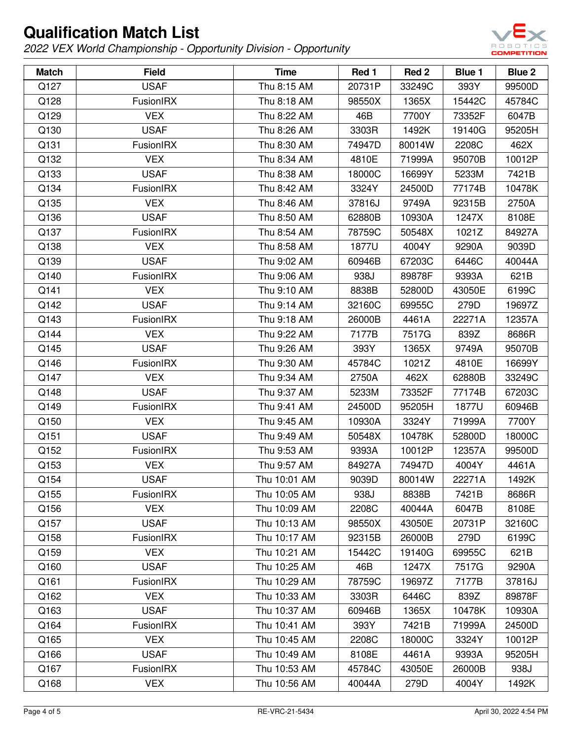# Qualification Match List

*2022 VEX World Championship - Opportunity Division - Opportunity*

| Match | Field | Time | Red 1 | Red 2 | Blue 1 | Blue 2 |
|---|---|---|---|---|---|---|
| Q127 | USAF | Thu 8:15 AM | 20731P | 33249C | 393Y | 99500D |
| Q128 | FusionIRX | Thu 8:18 AM | 98550X | 1365X | 15442C | 45784C |
| Q129 | VEX | Thu 8:22 AM | 46B | 7700Y | 73352F | 6047B |
| Q130 | USAF | Thu 8:26 AM | 3303R | 1492K | 19140G | 95205H |
| Q131 | FusionIRX | Thu 8:30 AM | 74947D | 80014W | 2208C | 462X |
| Q132 | VEX | Thu 8:34 AM | 4810E | 71999A | 95070B | 10012P |
| Q133 | USAF | Thu 8:38 AM | 18000C | 16699Y | 5233M | 7421B |
| Q134 | FusionIRX | Thu 8:42 AM | 3324Y | 24500D | 77174B | 10478K |
| Q135 | VEX | Thu 8:46 AM | 37816J | 9749A | 92315B | 2750A |
| Q136 | USAF | Thu 8:50 AM | 62880B | 10930A | 1247X | 8108E |
| Q137 | FusionIRX | Thu 8:54 AM | 78759C | 50548X | 1021Z | 84927A |
| Q138 | VEX | Thu 8:58 AM | 1877U | 4004Y | 9290A | 9039D |
| Q139 | USAF | Thu 9:02 AM | 60946B | 67203C | 6446C | 40044A |
| Q140 | FusionIRX | Thu 9:06 AM | 938J | 89878F | 9393A | 621B |
| Q141 | VEX | Thu 9:10 AM | 8838B | 52800D | 43050E | 6199C |
| Q142 | USAF | Thu 9:14 AM | 32160C | 69955C | 279D | 19697Z |
| Q143 | FusionIRX | Thu 9:18 AM | 26000B | 4461A | 22271A | 12357A |
| Q144 | VEX | Thu 9:22 AM | 7177B | 7517G | 839Z | 8686R |
| Q145 | USAF | Thu 9:26 AM | 393Y | 1365X | 9749A | 95070B |
| Q146 | FusionIRX | Thu 9:30 AM | 45784C | 1021Z | 4810E | 16699Y |
| Q147 | VEX | Thu 9:34 AM | 2750A | 462X | 62880B | 33249C |
| Q148 | USAF | Thu 9:37 AM | 5233M | 73352F | 77174B | 67203C |
| Q149 | FusionIRX | Thu 9:41 AM | 24500D | 95205H | 1877U | 60946B |
| Q150 | VEX | Thu 9:45 AM | 10930A | 3324Y | 71999A | 7700Y |
| Q151 | USAF | Thu 9:49 AM | 50548X | 10478K | 52800D | 18000C |
| Q152 | FusionIRX | Thu 9:53 AM | 9393A | 10012P | 12357A | 99500D |
| Q153 | VEX | Thu 9:57 AM | 84927A | 74947D | 4004Y | 4461A |
| Q154 | USAF | Thu 10:01 AM | 9039D | 80014W | 22271A | 1492K |
| Q155 | FusionIRX | Thu 10:05 AM | 938J | 8838B | 7421B | 8686R |
| Q156 | VEX | Thu 10:09 AM | 2208C | 40044A | 6047B | 8108E |
| Q157 | USAF | Thu 10:13 AM | 98550X | 43050E | 20731P | 32160C |
| Q158 | FusionIRX | Thu 10:17 AM | 92315B | 26000B | 279D | 6199C |
| Q159 | VEX | Thu 10:21 AM | 15442C | 19140G | 69955C | 621B |
| Q160 | USAF | Thu 10:25 AM | 46B | 1247X | 7517G | 9290A |
| Q161 | FusionIRX | Thu 10:29 AM | 78759C | 19697Z | 7177B | 37816J |
| Q162 | VEX | Thu 10:33 AM | 3303R | 6446C | 839Z | 89878F |
| Q163 | USAF | Thu 10:37 AM | 60946B | 1365X | 10478K | 10930A |
| Q164 | FusionIRX | Thu 10:41 AM | 393Y | 7421B | 71999A | 24500D |
| Q165 | VEX | Thu 10:45 AM | 2208C | 18000C | 3324Y | 10012P |
| Q166 | USAF | Thu 10:49 AM | 8108E | 4461A | 9393A | 95205H |
| Q167 | FusionIRX | Thu 10:53 AM | 45784C | 43050E | 26000B | 938J |
| Q168 | VEX | Thu 10:56 AM | 40044A | 279D | 4004Y | 1492K |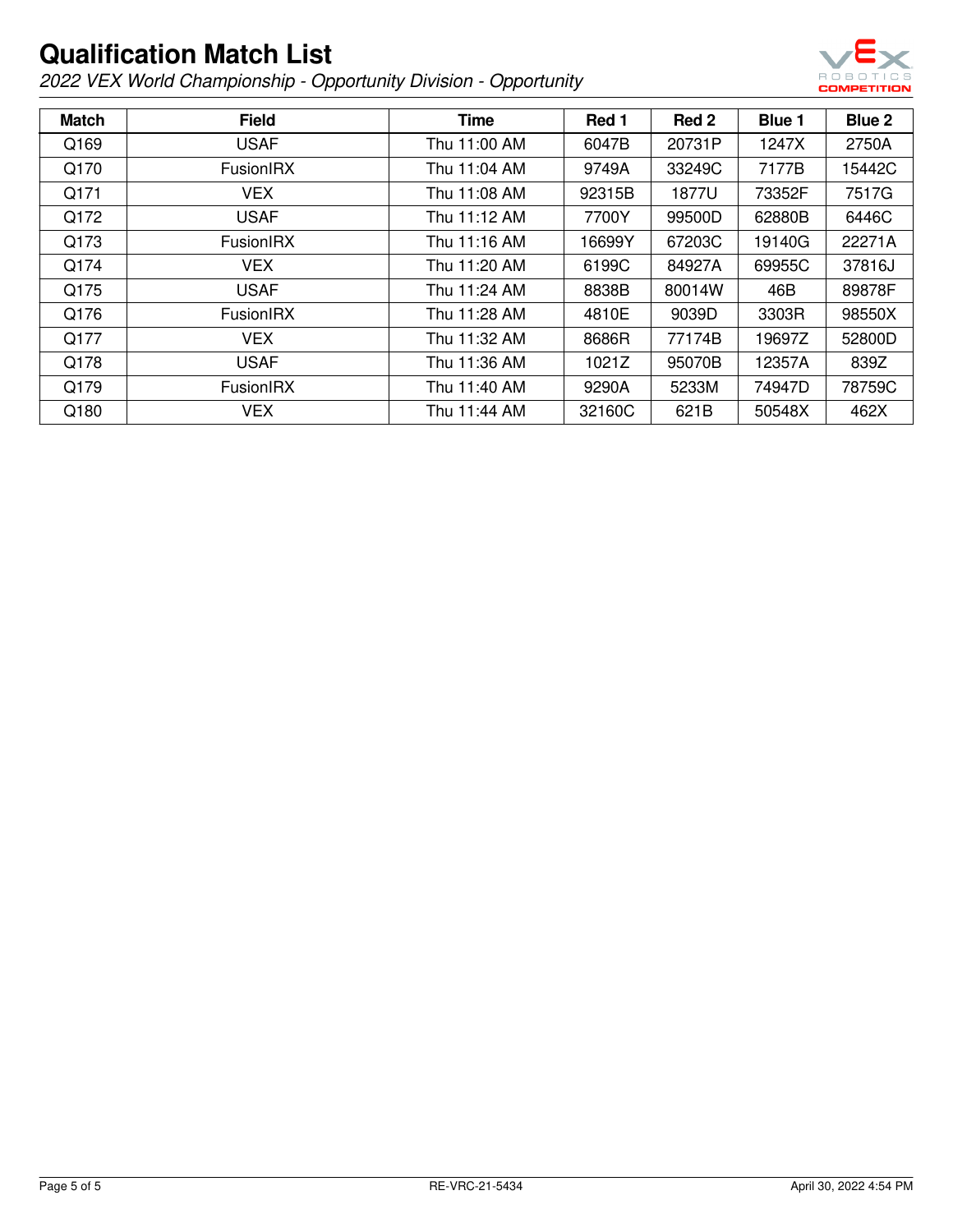# Qualification Match List

*2022 VEX World Championship - Opportunity Division - Opportunity*

| Match | Field | Time | Red 1 | Red 2 | Blue 1 | Blue 2 |
|---|---|---|---|---|---|---|
| Q169 | USAF | Thu 11:00 AM | 6047B | 20731P | 1247X | 2750A |
| Q170 | FusionIRX | Thu 11:04 AM | 9749A | 33249C | 7177B | 15442C |
| Q171 | VEX | Thu 11:08 AM | 92315B | 1877U | 73352F | 7517G |
| Q172 | USAF | Thu 11:12 AM | 7700Y | 99500D | 62880B | 6446C |
| Q173 | FusionIRX | Thu 11:16 AM | 16699Y | 67203C | 19140G | 22271A |
| Q174 | VEX | Thu 11:20 AM | 6199C | 84927A | 69955C | 37816J |
| Q175 | USAF | Thu 11:24 AM | 8838B | 80014W | 46B | 89878F |
| Q176 | FusionIRX | Thu 11:28 AM | 4810E | 9039D | 3303R | 98550X |
| Q177 | VEX | Thu 11:32 AM | 8686R | 77174B | 19697Z | 52800D |
| Q178 | USAF | Thu 11:36 AM | 1021Z | 95070B | 12357A | 839Z |
| Q179 | FusionIRX | Thu 11:40 AM | 9290A | 5233M | 74947D | 78759C |
| Q180 | VEX | Thu 11:44 AM | 32160C | 621B | 50548X | 462X |

RE-VRC-21-5434

April 30, 2022 4:54 PM